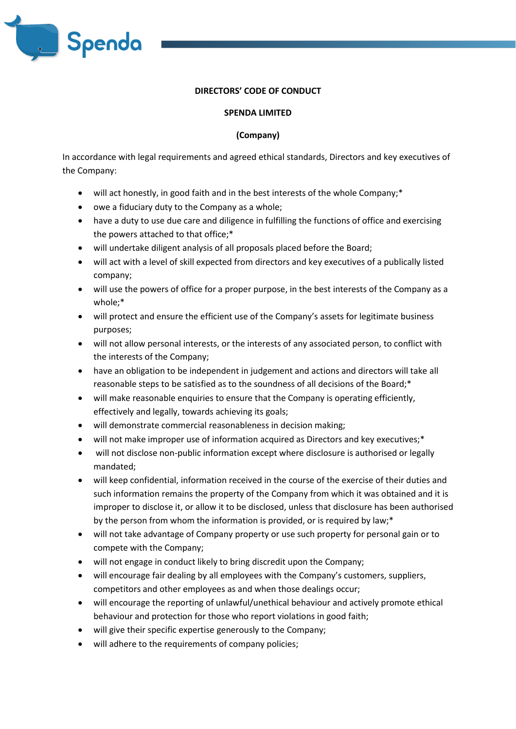**DIRECTORS' CODE OF CONDUCT**

**SPENDA LIMITED**

**(Company)**

In accordance with legal requirements and agreed ethical standards, Directors and key executives of the Company:

- will act honestly, in good faith and in the best interests of the whole Company;*
- owe a fiduciary duty to the Company as a whole;
- have a duty to use due care and diligence in fulfilling the functions of office and exercising the powers attached to that office;*
- will undertake diligent analysis of all proposals placed before the Board;
- will act with a level of skill expected from directors and key executives of a publically listed company;
- will use the powers of office for a proper purpose, in the best interests of the Company as a whole;*
- will protect and ensure the efficient use of the Company's assets for legitimate business purposes;
- will not allow personal interests, or the interests of any associated person, to conflict with the interests of the Company;
- have an obligation to be independent in judgement and actions and directors will take all reasonable steps to be satisfied as to the soundness of all decisions of the Board;*
- will make reasonable enquiries to ensure that the Company is operating efficiently, effectively and legally, towards achieving its goals;
- will demonstrate commercial reasonableness in decision making;
- will not make improper use of information acquired as Directors and key executives;*
- will not disclose non-public information except where disclosure is authorised or legally mandated;
- will keep confidential, information received in the course of the exercise of their duties and such information remains the property of the Company from which it was obtained and it is improper to disclose it, or allow it to be disclosed, unless that disclosure has been authorised by the person from whom the information is provided, or is required by law;*
- will not take advantage of Company property or use such property for personal gain or to compete with the Company;
- will not engage in conduct likely to bring discredit upon the Company;
- will encourage fair dealing by all employees with the Company's customers, suppliers, competitors and other employees as and when those dealings occur;
- will encourage the reporting of unlawful/unethical behaviour and actively promote ethical behaviour and protection for those who report violations in good faith;
- will give their specific expertise generously to the Company;
- will adhere to the requirements of company policies;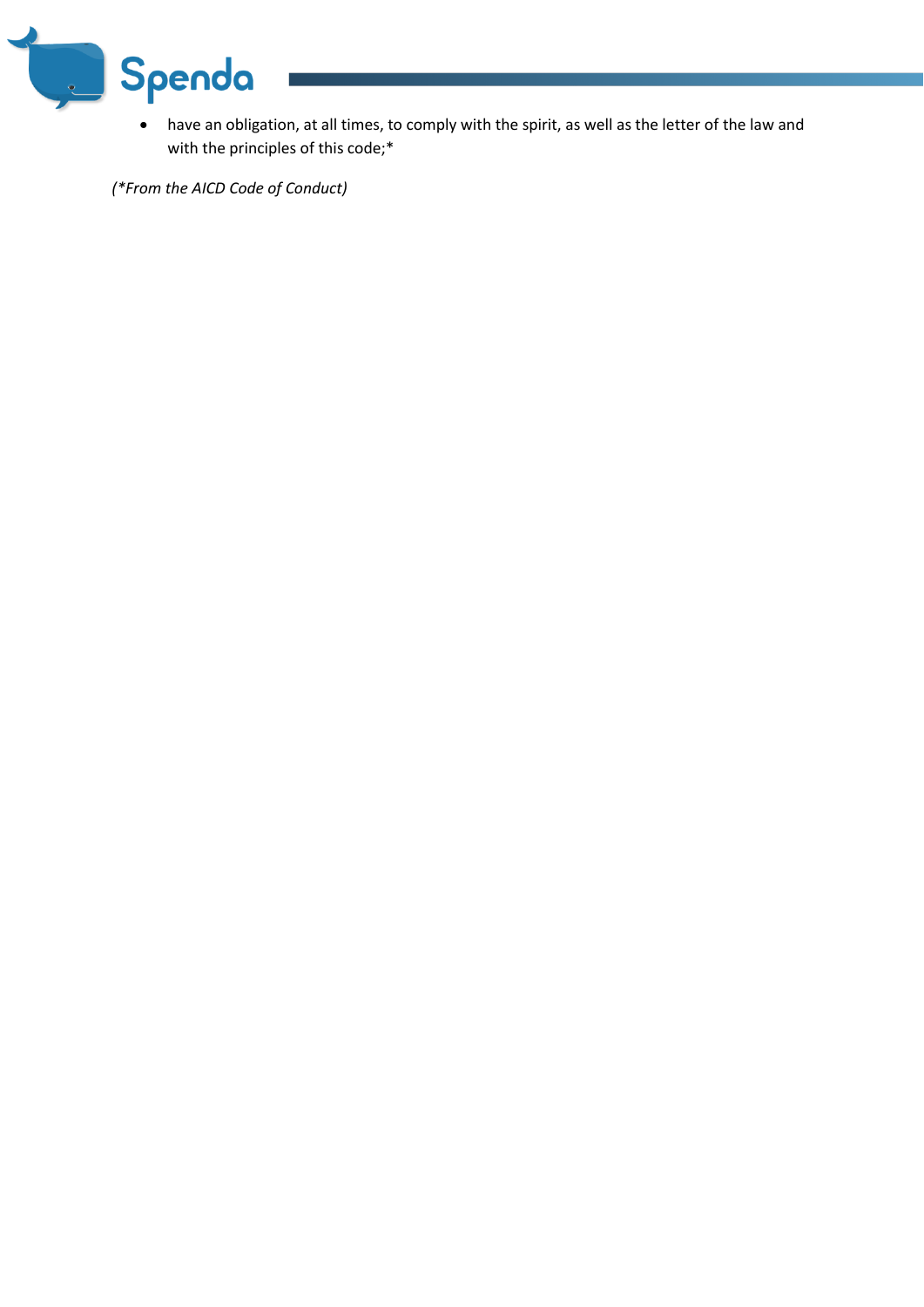- have an obligation, at all times, to comply with the spirit, as well as the letter of the law and with the principles of this code;*

*(*From the AICD Code of Conduct)*